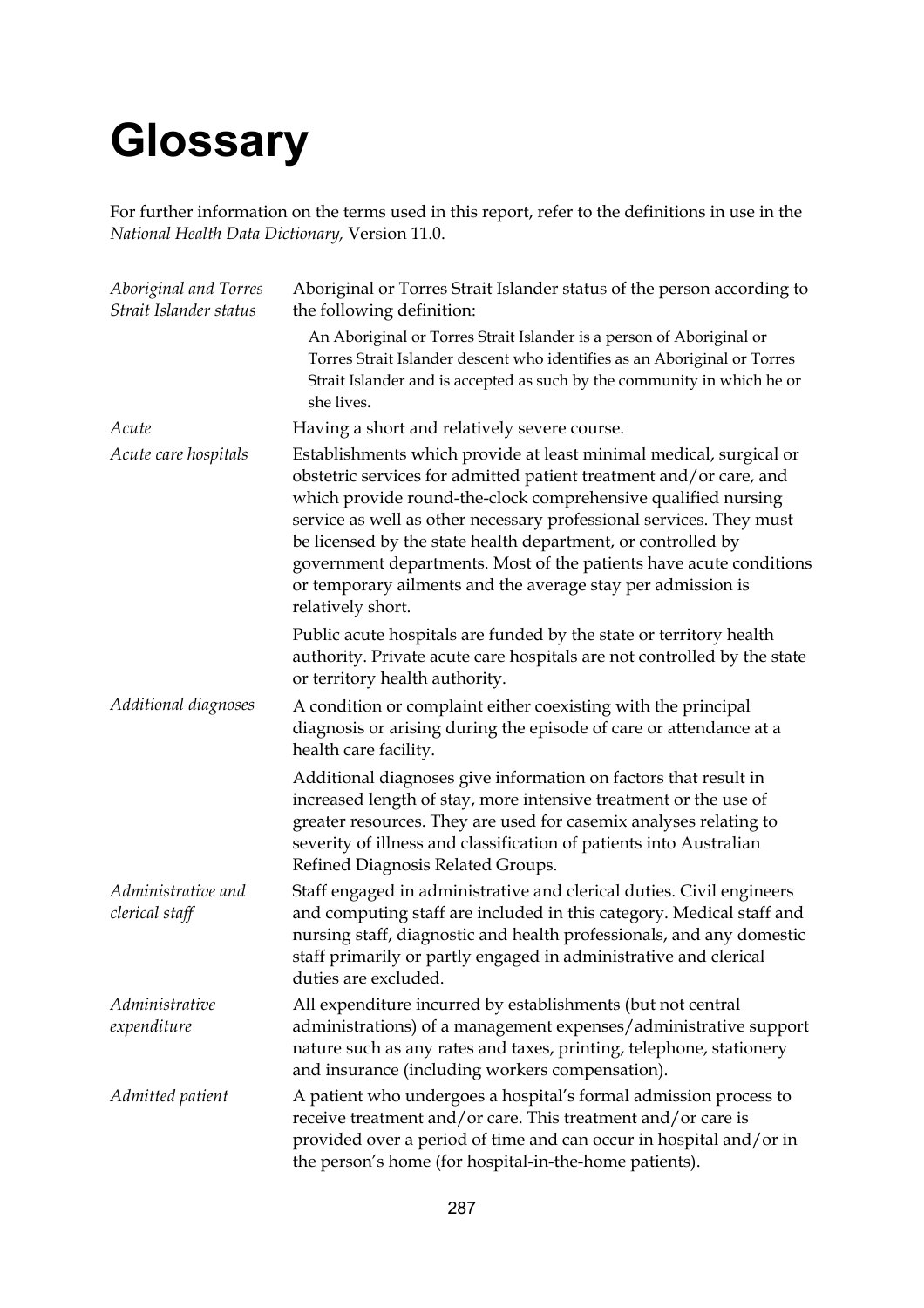# Glossary

For further information on the terms used in this report, refer to the definitions in use in the *National Health Data Dictionary,* Version 11.0.

*Aboriginal and Torres Strait Islander status*
Aboriginal or Torres Strait Islander status of the person according to the following definition:

> An Aboriginal or Torres Strait Islander is a person of Aboriginal or Torres Strait Islander descent who identifies as an Aboriginal or Torres Strait Islander and is accepted as such by the community in which he or she lives.

*Acute*
Having a short and relatively severe course.

*Acute care hospitals*
Establishments which provide at least minimal medical, surgical or obstetric services for admitted patient treatment and/or care, and which provide round-the-clock comprehensive qualified nursing service as well as other necessary professional services. They must be licensed by the state health department, or controlled by government departments. Most of the patients have acute conditions or temporary ailments and the average stay per admission is relatively short.

Public acute hospitals are funded by the state or territory health authority. Private acute care hospitals are not controlled by the state or territory health authority.

*Additional diagnoses*
A condition or complaint either coexisting with the principal diagnosis or arising during the episode of care or attendance at a health care facility.

Additional diagnoses give information on factors that result in increased length of stay, more intensive treatment or the use of greater resources. They are used for casemix analyses relating to severity of illness and classification of patients into Australian Refined Diagnosis Related Groups.

*Administrative and clerical staff*
Staff engaged in administrative and clerical duties. Civil engineers and computing staff are included in this category. Medical staff and nursing staff, diagnostic and health professionals, and any domestic staff primarily or partly engaged in administrative and clerical duties are excluded.

*Administrative expenditure*
All expenditure incurred by establishments (but not central administrations) of a management expenses/administrative support nature such as any rates and taxes, printing, telephone, stationery and insurance (including workers compensation).

*Admitted patient*
A patient who undergoes a hospital's formal admission process to receive treatment and/or care. This treatment and/or care is provided over a period of time and can occur in hospital and/or in the person's home (for hospital-in-the-home patients).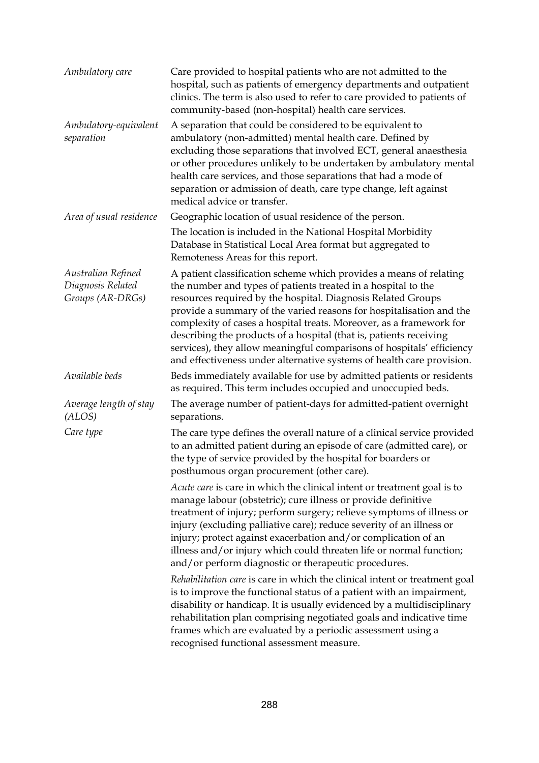| | |
|---|---|
| *Ambulatory care* | Care provided to hospital patients who are not admitted to the hospital, such as patients of emergency departments and outpatient clinics. The term is also used to refer to care provided to patients of community-based (non-hospital) health care services. |
| *Ambulatory-equivalent separation* | A separation that could be considered to be equivalent to ambulatory (non-admitted) mental health care. Defined by excluding those separations that involved ECT, general anaesthesia or other procedures unlikely to be undertaken by ambulatory mental health care services, and those separations that had a mode of separation or admission of death, care type change, left against medical advice or transfer. |
| *Area of usual residence* | Geographic location of usual residence of the person.<br>The location is included in the National Hospital Morbidity Database in Statistical Local Area format but aggregated to Remoteness Areas for this report. |
| *Australian Refined Diagnosis Related Groups (AR-DRGs)* | A patient classification scheme which provides a means of relating the number and types of patients treated in a hospital to the resources required by the hospital. Diagnosis Related Groups provide a summary of the varied reasons for hospitalisation and the complexity of cases a hospital treats. Moreover, as a framework for describing the products of a hospital (that is, patients receiving services), they allow meaningful comparisons of hospitals' efficiency and effectiveness under alternative systems of health care provision. |
| *Available beds* | Beds immediately available for use by admitted patients or residents as required. This term includes occupied and unoccupied beds. |
| *Average length of stay (ALOS)* | The average number of patient-days for admitted-patient overnight separations. |
| *Care type* | The care type defines the overall nature of a clinical service provided to an admitted patient during an episode of care (admitted care), or the type of service provided by the hospital for boarders or posthumous organ procurement (other care).<br><br>*Acute care* is care in which the clinical intent or treatment goal is to manage labour (obstetric); cure illness or provide definitive treatment of injury; perform surgery; relieve symptoms of illness or injury (excluding palliative care); reduce severity of an illness or injury; protect against exacerbation and/or complication of an illness and/or injury which could threaten life or normal function; and/or perform diagnostic or therapeutic procedures.<br><br>*Rehabilitation care* is care in which the clinical intent or treatment goal is to improve the functional status of a patient with an impairment, disability or handicap. It is usually evidenced by a multidisciplinary rehabilitation plan comprising negotiated goals and indicative time frames which are evaluated by a periodic assessment using a recognised functional assessment measure. |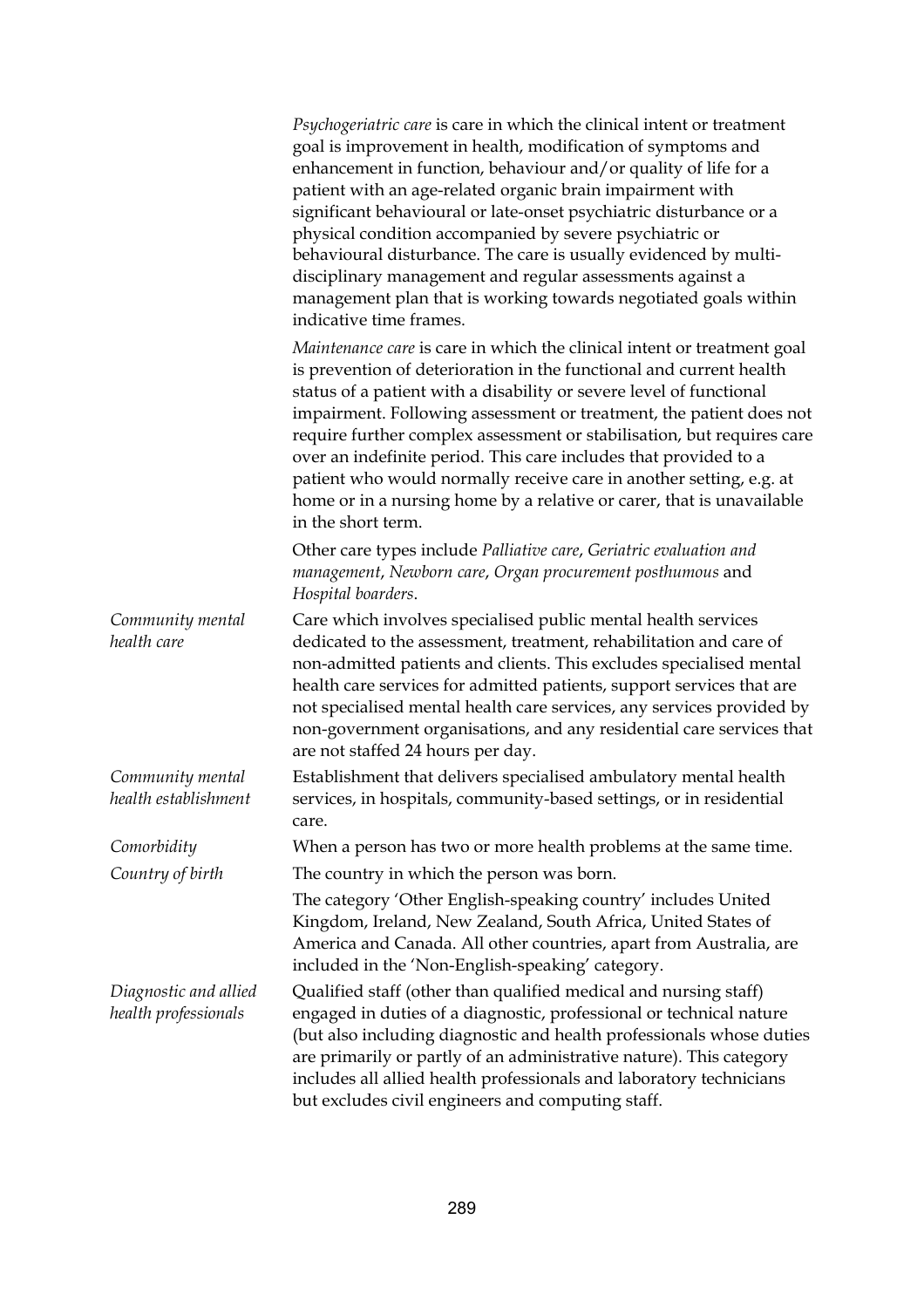*Psychogeriatric care* is care in which the clinical intent or treatment goal is improvement in health, modification of symptoms and enhancement in function, behaviour and/or quality of life for a patient with an age-related organic brain impairment with significant behavioural or late-onset psychiatric disturbance or a physical condition accompanied by severe psychiatric or behavioural disturbance. The care is usually evidenced by multi-disciplinary management and regular assessments against a management plan that is working towards negotiated goals within indicative time frames.

*Maintenance care* is care in which the clinical intent or treatment goal is prevention of deterioration in the functional and current health status of a patient with a disability or severe level of functional impairment. Following assessment or treatment, the patient does not require further complex assessment or stabilisation, but requires care over an indefinite period. This care includes that provided to a patient who would normally receive care in another setting, e.g. at home or in a nursing home by a relative or carer, that is unavailable in the short term.

Other care types include *Palliative care*, *Geriatric evaluation and management*, *Newborn care*, *Organ procurement posthumous* and *Hospital boarders*.

*Community mental health care* — Care which involves specialised public mental health services dedicated to the assessment, treatment, rehabilitation and care of non-admitted patients and clients. This excludes specialised mental health care services for admitted patients, support services that are not specialised mental health care services, any services provided by non-government organisations, and any residential care services that are not staffed 24 hours per day.

*Community mental health establishment* — Establishment that delivers specialised ambulatory mental health services, in hospitals, community-based settings, or in residential care.

*Comorbidity* — When a person has two or more health problems at the same time.

*Country of birth* — The country in which the person was born.

The category 'Other English-speaking country' includes United Kingdom, Ireland, New Zealand, South Africa, United States of America and Canada. All other countries, apart from Australia, are included in the 'Non-English-speaking' category.

*Diagnostic and allied health professionals* — Qualified staff (other than qualified medical and nursing staff) engaged in duties of a diagnostic, professional or technical nature (but also including diagnostic and health professionals whose duties are primarily or partly of an administrative nature). This category includes all allied health professionals and laboratory technicians but excludes civil engineers and computing staff.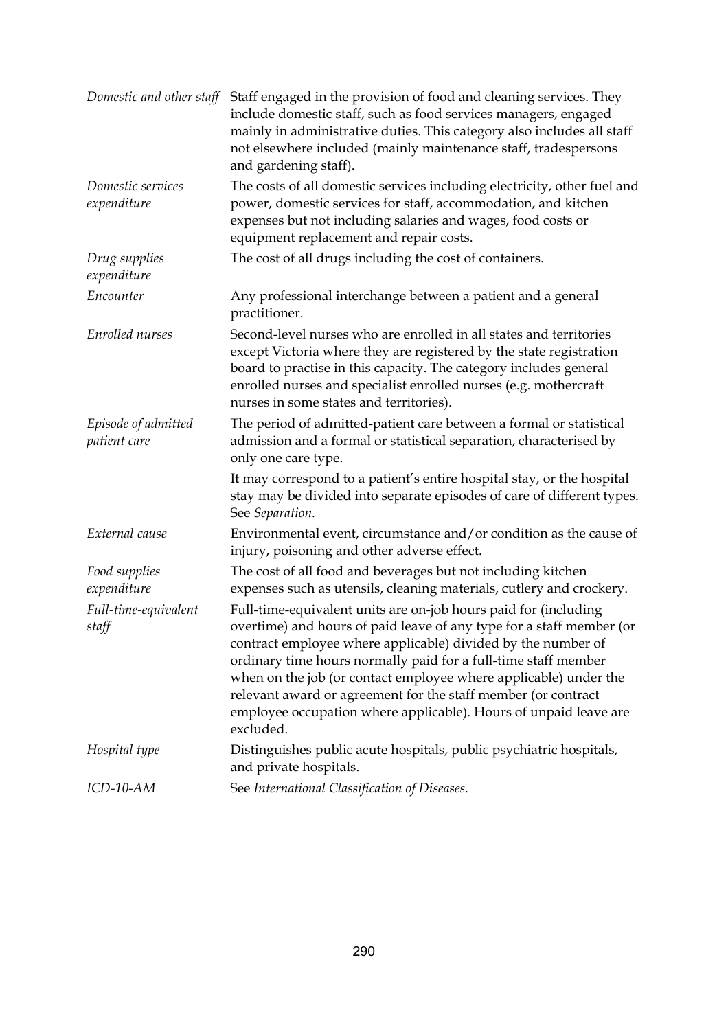| | |
|---|---|
| *Domestic and other staff* | Staff engaged in the provision of food and cleaning services. They include domestic staff, such as food services managers, engaged mainly in administrative duties. This category also includes all staff not elsewhere included (mainly maintenance staff, tradespersons and gardening staff). |
| *Domestic services expenditure* | The costs of all domestic services including electricity, other fuel and power, domestic services for staff, accommodation, and kitchen expenses but not including salaries and wages, food costs or equipment replacement and repair costs. |
| *Drug supplies expenditure* | The cost of all drugs including the cost of containers. |
| *Encounter* | Any professional interchange between a patient and a general practitioner. |
| *Enrolled nurses* | Second-level nurses who are enrolled in all states and territories except Victoria where they are registered by the state registration board to practise in this capacity. The category includes general enrolled nurses and specialist enrolled nurses (e.g. mothercraft nurses in some states and territories). |
| *Episode of admitted patient care* | The period of admitted-patient care between a formal or statistical admission and a formal or statistical separation, characterised by only one care type. It may correspond to a patient's entire hospital stay, or the hospital stay may be divided into separate episodes of care of different types. See *Separation*. |
| *External cause* | Environmental event, circumstance and/or condition as the cause of injury, poisoning and other adverse effect. |
| *Food supplies expenditure* | The cost of all food and beverages but not including kitchen expenses such as utensils, cleaning materials, cutlery and crockery. |
| *Full-time-equivalent staff* | Full-time-equivalent units are on-job hours paid for (including overtime) and hours of paid leave of any type for a staff member (or contract employee where applicable) divided by the number of ordinary time hours normally paid for a full-time staff member when on the job (or contact employee where applicable) under the relevant award or agreement for the staff member (or contract employee occupation where applicable). Hours of unpaid leave are excluded. |
| *Hospital type* | Distinguishes public acute hospitals, public psychiatric hospitals, and private hospitals. |
| *ICD-10-AM* | See *International Classification of Diseases.* |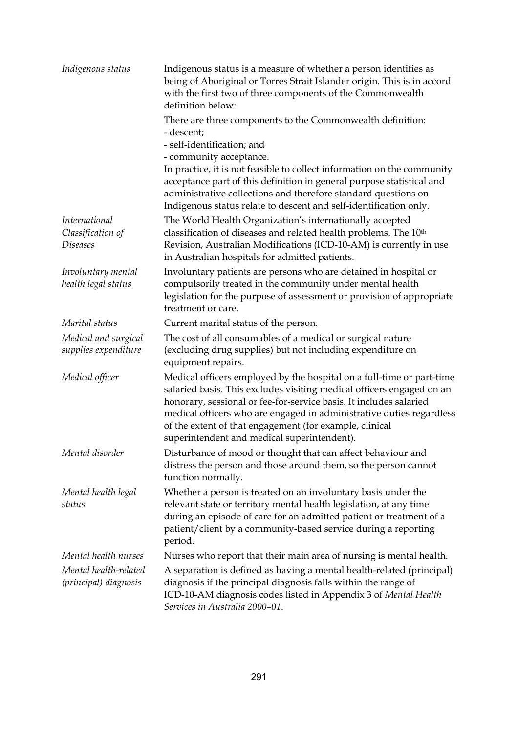| | |
|---|---|
| *Indigenous status* | Indigenous status is a measure of whether a person identifies as being of Aboriginal or Torres Strait Islander origin. This is in accord with the first two of three components of the Commonwealth definition below:<br>There are three components to the Commonwealth definition:<br>- descent;<br>- self-identification; and<br>- community acceptance.<br>In practice, it is not feasible to collect information on the community acceptance part of this definition in general purpose statistical and administrative collections and therefore standard questions on Indigenous status relate to descent and self-identification only. |
| *International Classification of Diseases* | The World Health Organization's internationally accepted classification of diseases and related health problems. The 10th Revision, Australian Modifications (ICD-10-AM) is currently in use in Australian hospitals for admitted patients. |
| *Involuntary mental health legal status* | Involuntary patients are persons who are detained in hospital or compulsorily treated in the community under mental health legislation for the purpose of assessment or provision of appropriate treatment or care. |
| *Marital status* | Current marital status of the person. |
| *Medical and surgical supplies expenditure* | The cost of all consumables of a medical or surgical nature (excluding drug supplies) but not including expenditure on equipment repairs. |
| *Medical officer* | Medical officers employed by the hospital on a full-time or part-time salaried basis. This excludes visiting medical officers engaged on an honorary, sessional or fee-for-service basis. It includes salaried medical officers who are engaged in administrative duties regardless of the extent of that engagement (for example, clinical superintendent and medical superintendent). |
| *Mental disorder* | Disturbance of mood or thought that can affect behaviour and distress the person and those around them, so the person cannot function normally. |
| *Mental health legal status* | Whether a person is treated on an involuntary basis under the relevant state or territory mental health legislation, at any time during an episode of care for an admitted patient or treatment of a patient/client by a community-based service during a reporting period. |
| *Mental health nurses* | Nurses who report that their main area of nursing is mental health. |
| *Mental health-related (principal) diagnosis* | A separation is defined as having a mental health-related (principal) diagnosis if the principal diagnosis falls within the range of ICD-10-AM diagnosis codes listed in Appendix 3 of *Mental Health Services in Australia 2000–01*. |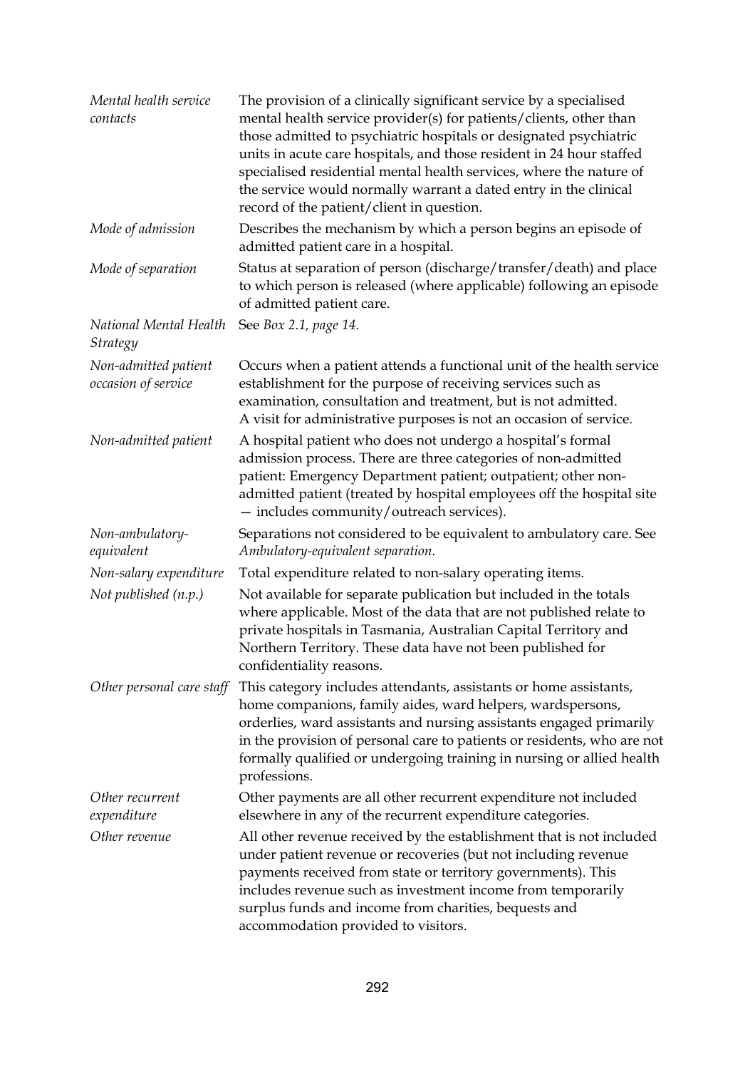| | |
|---|---|
| *Mental health service contacts* | The provision of a clinically significant service by a specialised mental health service provider(s) for patients/clients, other than those admitted to psychiatric hospitals or designated psychiatric units in acute care hospitals, and those resident in 24 hour staffed specialised residential mental health services, where the nature of the service would normally warrant a dated entry in the clinical record of the patient/client in question. |
| *Mode of admission* | Describes the mechanism by which a person begins an episode of admitted patient care in a hospital. |
| *Mode of separation* | Status at separation of person (discharge/transfer/death) and place to which person is released (where applicable) following an episode of admitted patient care. |
| *National Mental Health Strategy* | See *Box 2.1, page 14.* |
| *Non-admitted patient occasion of service* | Occurs when a patient attends a functional unit of the health service establishment for the purpose of receiving services such as examination, consultation and treatment, but is not admitted. A visit for administrative purposes is not an occasion of service. |
| *Non-admitted patient* | A hospital patient who does not undergo a hospital's formal admission process. There are three categories of non-admitted patient: Emergency Department patient; outpatient; other non-admitted patient (treated by hospital employees off the hospital site — includes community/outreach services). |
| *Non-ambulatory-equivalent* | Separations not considered to be equivalent to ambulatory care. See *Ambulatory-equivalent separation.* |
| *Non-salary expenditure* | Total expenditure related to non-salary operating items. |
| *Not published (n.p.)* | Not available for separate publication but included in the totals where applicable. Most of the data that are not published relate to private hospitals in Tasmania, Australian Capital Territory and Northern Territory. These data have not been published for confidentiality reasons. |
| *Other personal care staff* | This category includes attendants, assistants or home assistants, home companions, family aides, ward helpers, wardspersons, orderlies, ward assistants and nursing assistants engaged primarily in the provision of personal care to patients or residents, who are not formally qualified or undergoing training in nursing or allied health professions. |
| *Other recurrent expenditure* | Other payments are all other recurrent expenditure not included elsewhere in any of the recurrent expenditure categories. |
| *Other revenue* | All other revenue received by the establishment that is not included under patient revenue or recoveries (but not including revenue payments received from state or territory governments). This includes revenue such as investment income from temporarily surplus funds and income from charities, bequests and accommodation provided to visitors. |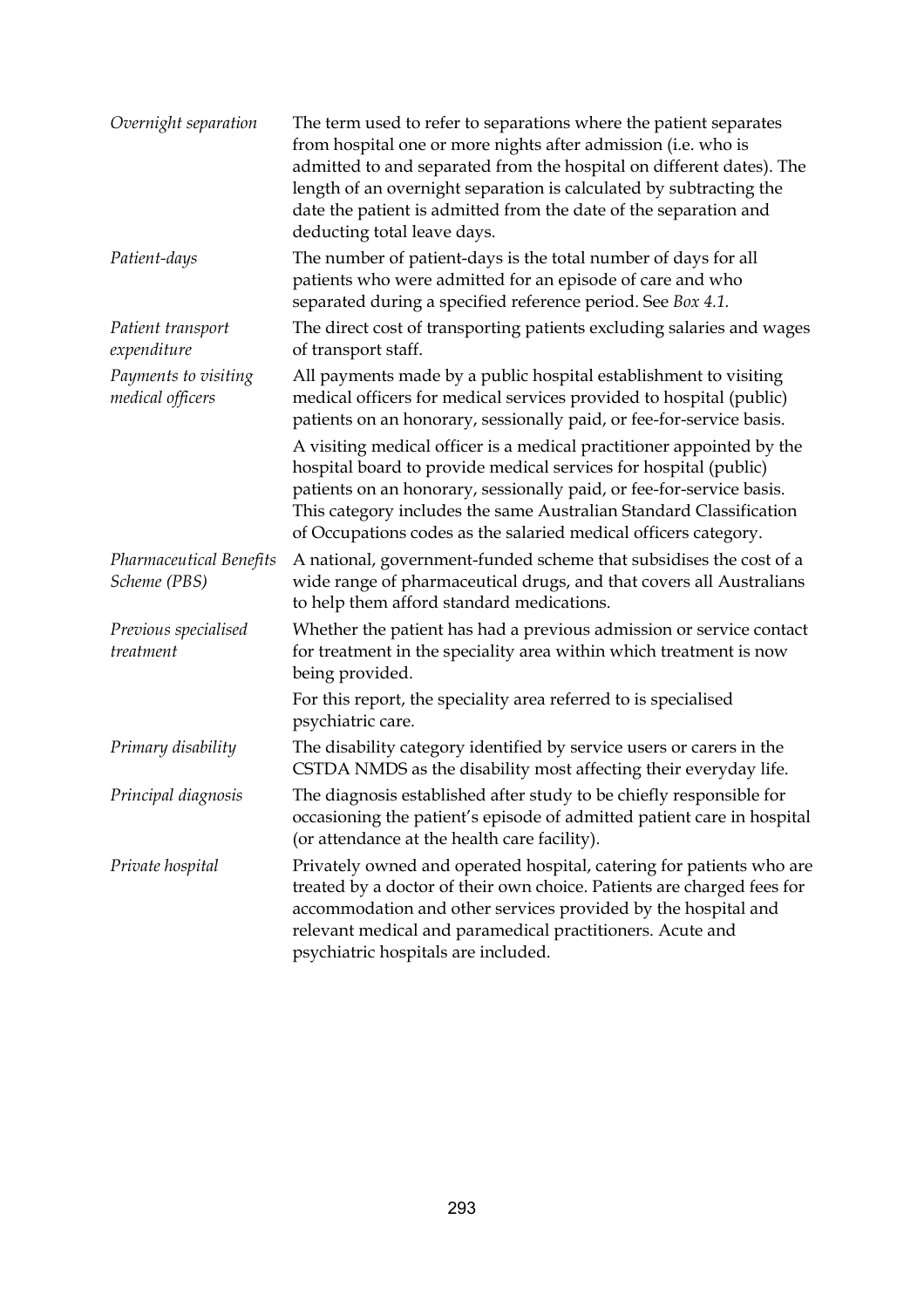| | |
|---|---|
| *Overnight separation* | The term used to refer to separations where the patient separates from hospital one or more nights after admission (i.e. who is admitted to and separated from the hospital on different dates). The length of an overnight separation is calculated by subtracting the date the patient is admitted from the date of the separation and deducting total leave days. |
| *Patient-days* | The number of patient-days is the total number of days for all patients who were admitted for an episode of care and who separated during a specified reference period. See *Box 4.1.* |
| *Patient transport expenditure* | The direct cost of transporting patients excluding salaries and wages of transport staff. |
| *Payments to visiting medical officers* | All payments made by a public hospital establishment to visiting medical officers for medical services provided to hospital (public) patients on an honorary, sessionally paid, or fee-for-service basis. A visiting medical officer is a medical practitioner appointed by the hospital board to provide medical services for hospital (public) patients on an honorary, sessionally paid, or fee-for-service basis. This category includes the same Australian Standard Classification of Occupations codes as the salaried medical officers category. |
| *Pharmaceutical Benefits Scheme (PBS)* | A national, government-funded scheme that subsidises the cost of a wide range of pharmaceutical drugs, and that covers all Australians to help them afford standard medications. |
| *Previous specialised treatment* | Whether the patient has had a previous admission or service contact for treatment in the speciality area within which treatment is now being provided. For this report, the speciality area referred to is specialised psychiatric care. |
| *Primary disability* | The disability category identified by service users or carers in the CSTDA NMDS as the disability most affecting their everyday life. |
| *Principal diagnosis* | The diagnosis established after study to be chiefly responsible for occasioning the patient's episode of admitted patient care in hospital (or attendance at the health care facility). |
| *Private hospital* | Privately owned and operated hospital, catering for patients who are treated by a doctor of their own choice. Patients are charged fees for accommodation and other services provided by the hospital and relevant medical and paramedical practitioners. Acute and psychiatric hospitals are included. |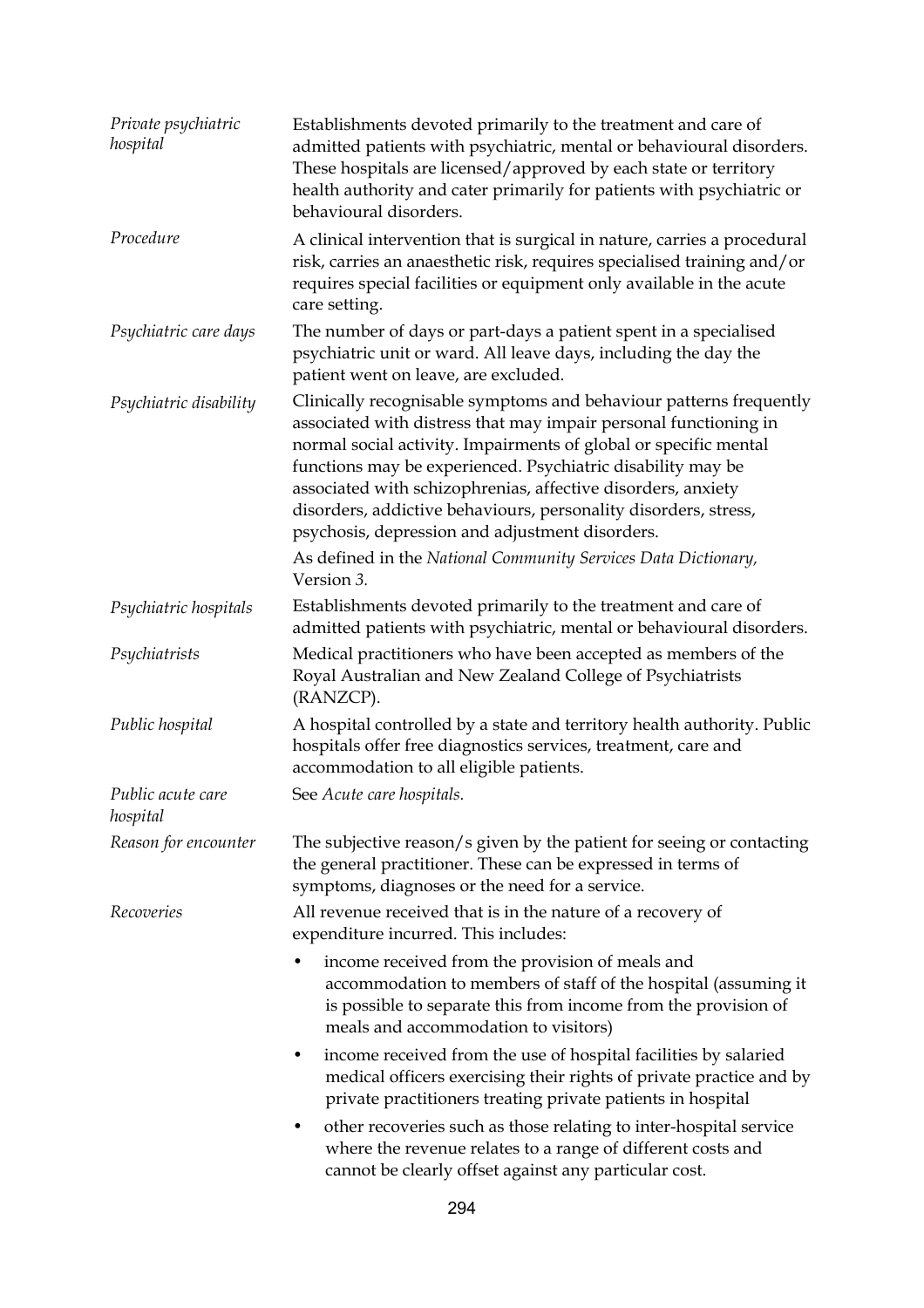*Private psychiatric hospital* — Establishments devoted primarily to the treatment and care of admitted patients with psychiatric, mental or behavioural disorders. These hospitals are licensed/approved by each state or territory health authority and cater primarily for patients with psychiatric or behavioural disorders.

*Procedure* — A clinical intervention that is surgical in nature, carries a procedural risk, carries an anaesthetic risk, requires specialised training and/or requires special facilities or equipment only available in the acute care setting.

*Psychiatric care days* — The number of days or part-days a patient spent in a specialised psychiatric unit or ward. All leave days, including the day the patient went on leave, are excluded.

*Psychiatric disability* — Clinically recognisable symptoms and behaviour patterns frequently associated with distress that may impair personal functioning in normal social activity. Impairments of global or specific mental functions may be experienced. Psychiatric disability may be associated with schizophrenias, affective disorders, anxiety disorders, addictive behaviours, personality disorders, stress, psychosis, depression and adjustment disorders.

As defined in the *National Community Services Data Dictionary,* Version *3*.

*Psychiatric hospitals* — Establishments devoted primarily to the treatment and care of admitted patients with psychiatric, mental or behavioural disorders.

*Psychiatrists* — Medical practitioners who have been accepted as members of the Royal Australian and New Zealand College of Psychiatrists (RANZCP).

*Public hospital* — A hospital controlled by a state and territory health authority. Public hospitals offer free diagnostics services, treatment, care and accommodation to all eligible patients.

*Public acute care hospital* — See *Acute care hospitals*.

*Reason for encounter* — The subjective reason/s given by the patient for seeing or contacting the general practitioner. These can be expressed in terms of symptoms, diagnoses or the need for a service.

*Recoveries* — All revenue received that is in the nature of a recovery of expenditure incurred. This includes:

- income received from the provision of meals and accommodation to members of staff of the hospital (assuming it is possible to separate this from income from the provision of meals and accommodation to visitors)
- income received from the use of hospital facilities by salaried medical officers exercising their rights of private practice and by private practitioners treating private patients in hospital
- other recoveries such as those relating to inter-hospital service where the revenue relates to a range of different costs and cannot be clearly offset against any particular cost.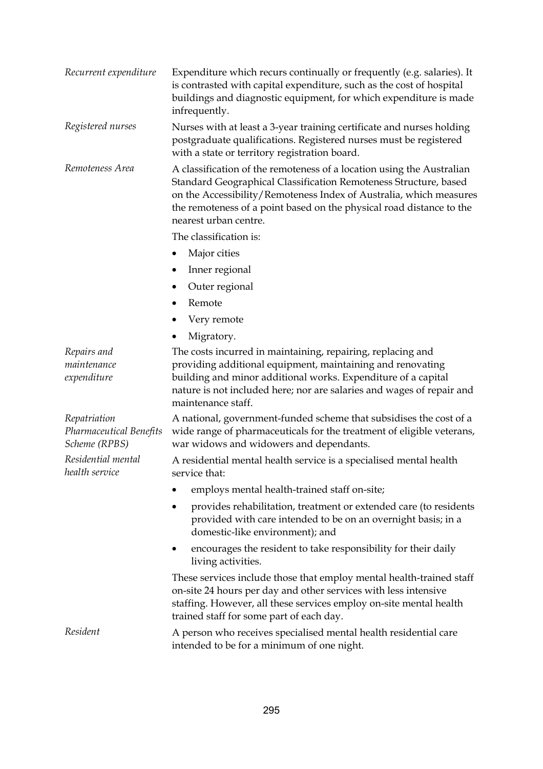*Recurrent expenditure* Expenditure which recurs continually or frequently (e.g. salaries). It is contrasted with capital expenditure, such as the cost of hospital buildings and diagnostic equipment, for which expenditure is made infrequently.

*Registered nurses* Nurses with at least a 3-year training certificate and nurses holding postgraduate qualifications. Registered nurses must be registered with a state or territory registration board.

*Remoteness Area* A classification of the remoteness of a location using the Australian Standard Geographical Classification Remoteness Structure, based on the Accessibility/Remoteness Index of Australia, which measures the remoteness of a point based on the physical road distance to the nearest urban centre.

The classification is:

- Major cities
- Inner regional
- Outer regional
- Remote
- Very remote
- Migratory.

*Repairs and maintenance expenditure* The costs incurred in maintaining, repairing, replacing and providing additional equipment, maintaining and renovating building and minor additional works. Expenditure of a capital nature is not included here; nor are salaries and wages of repair and maintenance staff.

*Repatriation Pharmaceutical Benefits Scheme (RPBS)* A national, government-funded scheme that subsidises the cost of a wide range of pharmaceuticals for the treatment of eligible veterans, war widows and widowers and dependants.

*Residential mental health service* A residential mental health service is a specialised mental health service that:

- employs mental health-trained staff on-site;
- provides rehabilitation, treatment or extended care (to residents provided with care intended to be on an overnight basis; in a domestic-like environment); and
- encourages the resident to take responsibility for their daily living activities.

These services include those that employ mental health-trained staff on-site 24 hours per day and other services with less intensive staffing. However, all these services employ on-site mental health trained staff for some part of each day.

*Resident* A person who receives specialised mental health residential care intended to be for a minimum of one night.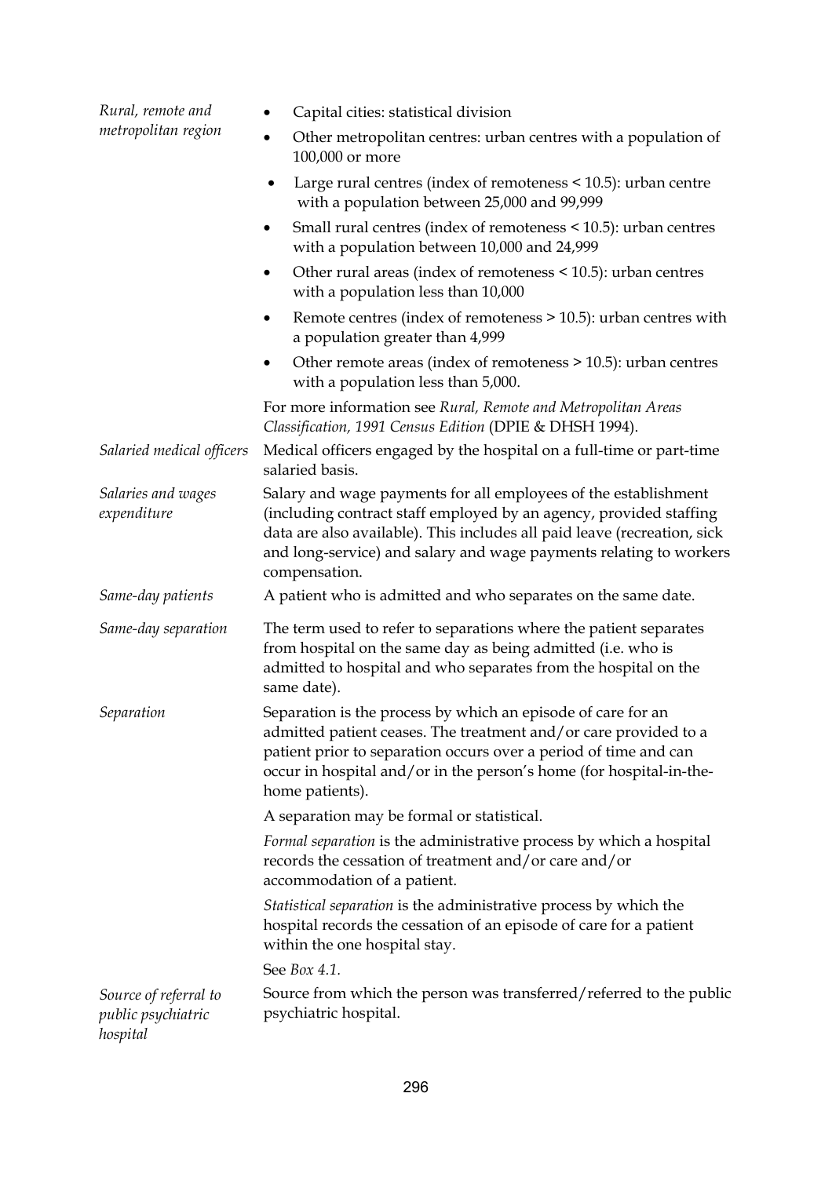*Rural, remote and metropolitan region*

- Capital cities: statistical division
- Other metropolitan centres: urban centres with a population of 100,000 or more
- Large rural centres (index of remoteness < 10.5): urban centre with a population between 25,000 and 99,999
- Small rural centres (index of remoteness < 10.5): urban centres with a population between 10,000 and 24,999
- Other rural areas (index of remoteness < 10.5): urban centres with a population less than 10,000
- Remote centres (index of remoteness > 10.5): urban centres with a population greater than 4,999
- Other remote areas (index of remoteness > 10.5): urban centres with a population less than 5,000.

For more information see *Rural, Remote and Metropolitan Areas Classification, 1991 Census Edition* (DPIE & DHSH 1994).

*Salaried medical officers*

Medical officers engaged by the hospital on a full-time or part-time salaried basis.

*Salaries and wages expenditure*

Salary and wage payments for all employees of the establishment (including contract staff employed by an agency, provided staffing data are also available). This includes all paid leave (recreation, sick and long-service) and salary and wage payments relating to workers compensation.

*Same-day patients*

A patient who is admitted and who separates on the same date.

*Same-day separation*

The term used to refer to separations where the patient separates from hospital on the same day as being admitted (i.e. who is admitted to hospital and who separates from the hospital on the same date).

*Separation*

Separation is the process by which an episode of care for an admitted patient ceases. The treatment and/or care provided to a patient prior to separation occurs over a period of time and can occur in hospital and/or in the person's home (for hospital-in-the-home patients).

A separation may be formal or statistical.

*Formal separation* is the administrative process by which a hospital records the cessation of treatment and/or care and/or accommodation of a patient.

*Statistical separation* is the administrative process by which the hospital records the cessation of an episode of care for a patient within the one hospital stay.

See *Box 4.1.*

*Source of referral to public psychiatric hospital*

Source from which the person was transferred/referred to the public psychiatric hospital.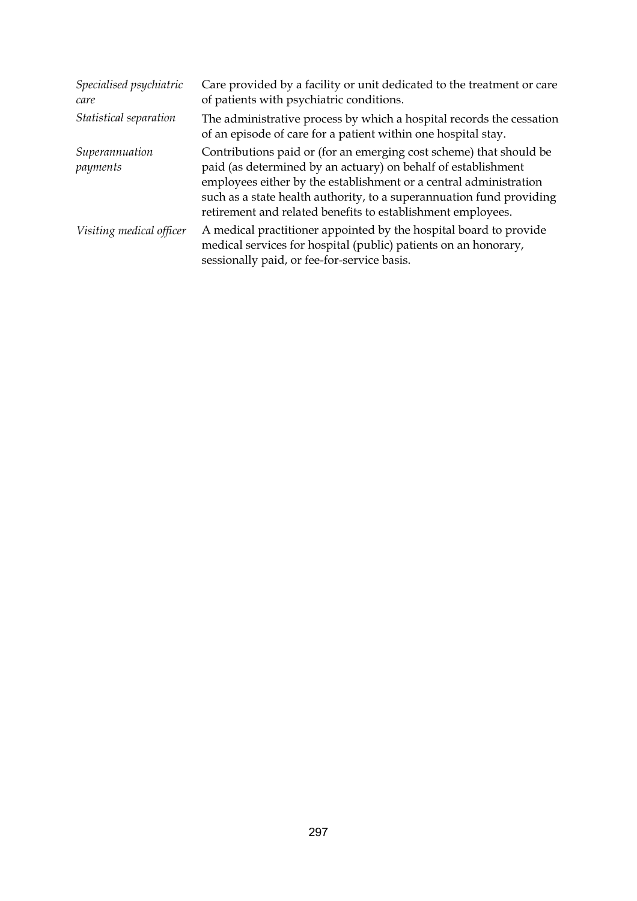| | |
|---|---|
| *Specialised psychiatric care* | Care provided by a facility or unit dedicated to the treatment or care of patients with psychiatric conditions. |
| *Statistical separation* | The administrative process by which a hospital records the cessation of an episode of care for a patient within one hospital stay. |
| *Superannuation payments* | Contributions paid or (for an emerging cost scheme) that should be paid (as determined by an actuary) on behalf of establishment employees either by the establishment or a central administration such as a state health authority, to a superannuation fund providing retirement and related benefits to establishment employees. |
| *Visiting medical officer* | A medical practitioner appointed by the hospital board to provide medical services for hospital (public) patients on an honorary, sessionally paid, or fee-for-service basis. |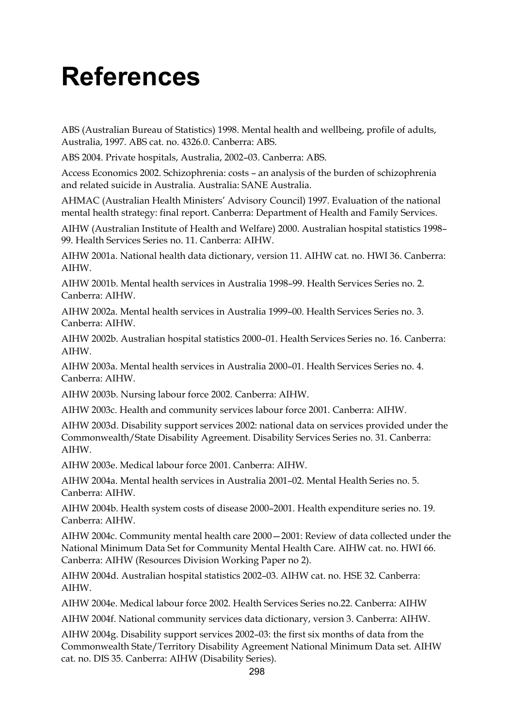# References

ABS (Australian Bureau of Statistics) 1998. Mental health and wellbeing, profile of adults, Australia, 1997. ABS cat. no. 4326.0. Canberra: ABS.

ABS 2004. Private hospitals, Australia, 2002–03. Canberra: ABS.

Access Economics 2002. Schizophrenia: costs – an analysis of the burden of schizophrenia and related suicide in Australia. Australia: SANE Australia.

AHMAC (Australian Health Ministers' Advisory Council) 1997. Evaluation of the national mental health strategy: final report. Canberra: Department of Health and Family Services.

AIHW (Australian Institute of Health and Welfare) 2000. Australian hospital statistics 1998–99. Health Services Series no. 11. Canberra: AIHW.

AIHW 2001a. National health data dictionary, version 11. AIHW cat. no. HWI 36. Canberra: AIHW.

AIHW 2001b. Mental health services in Australia 1998–99. Health Services Series no. 2. Canberra: AIHW.

AIHW 2002a. Mental health services in Australia 1999–00. Health Services Series no. 3. Canberra: AIHW.

AIHW 2002b. Australian hospital statistics 2000–01. Health Services Series no. 16. Canberra: AIHW.

AIHW 2003a. Mental health services in Australia 2000–01. Health Services Series no. 4. Canberra: AIHW.

AIHW 2003b. Nursing labour force 2002. Canberra: AIHW.

AIHW 2003c. Health and community services labour force 2001. Canberra: AIHW.

AIHW 2003d. Disability support services 2002: national data on services provided under the Commonwealth/State Disability Agreement. Disability Services Series no. 31. Canberra: AIHW.

AIHW 2003e. Medical labour force 2001. Canberra: AIHW.

AIHW 2004a. Mental health services in Australia 2001–02. Mental Health Series no. 5. Canberra: AIHW.

AIHW 2004b. Health system costs of disease 2000–2001. Health expenditure series no. 19. Canberra: AIHW.

AIHW 2004c. Community mental health care 2000—2001: Review of data collected under the National Minimum Data Set for Community Mental Health Care. AIHW cat. no. HWI 66. Canberra: AIHW (Resources Division Working Paper no 2).

AIHW 2004d. Australian hospital statistics 2002–03. AIHW cat. no. HSE 32. Canberra: AIHW.

AIHW 2004e. Medical labour force 2002. Health Services Series no.22. Canberra: AIHW

AIHW 2004f. National community services data dictionary, version 3. Canberra: AIHW.

AIHW 2004g. Disability support services 2002–03: the first six months of data from the Commonwealth State/Territory Disability Agreement National Minimum Data set. AIHW cat. no. DIS 35. Canberra: AIHW (Disability Series).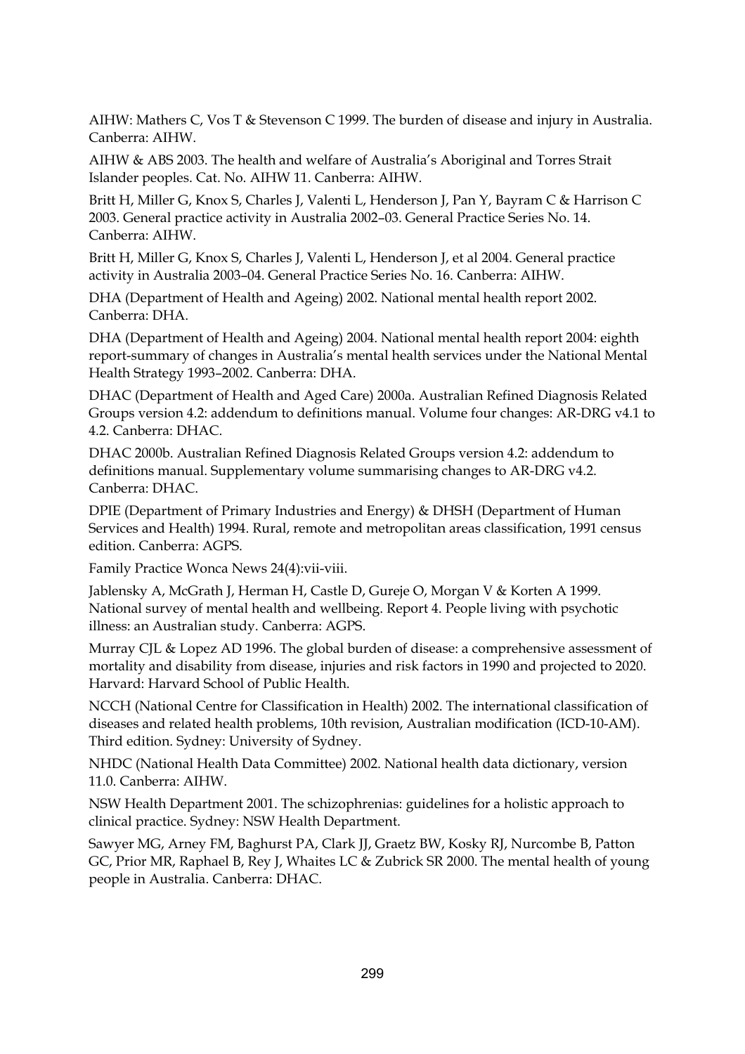AIHW: Mathers C, Vos T & Stevenson C 1999. The burden of disease and injury in Australia. Canberra: AIHW.

AIHW & ABS 2003. The health and welfare of Australia's Aboriginal and Torres Strait Islander peoples. Cat. No. AIHW 11. Canberra: AIHW.

Britt H, Miller G, Knox S, Charles J, Valenti L, Henderson J, Pan Y, Bayram C & Harrison C 2003. General practice activity in Australia 2002–03. General Practice Series No. 14. Canberra: AIHW.

Britt H, Miller G, Knox S, Charles J, Valenti L, Henderson J, et al 2004. General practice activity in Australia 2003–04. General Practice Series No. 16. Canberra: AIHW.

DHA (Department of Health and Ageing) 2002. National mental health report 2002. Canberra: DHA.

DHA (Department of Health and Ageing) 2004. National mental health report 2004: eighth report-summary of changes in Australia's mental health services under the National Mental Health Strategy 1993–2002. Canberra: DHA.

DHAC (Department of Health and Aged Care) 2000a. Australian Refined Diagnosis Related Groups version 4.2: addendum to definitions manual. Volume four changes: AR-DRG v4.1 to 4.2. Canberra: DHAC.

DHAC 2000b. Australian Refined Diagnosis Related Groups version 4.2: addendum to definitions manual. Supplementary volume summarising changes to AR-DRG v4.2. Canberra: DHAC.

DPIE (Department of Primary Industries and Energy) & DHSH (Department of Human Services and Health) 1994. Rural, remote and metropolitan areas classification, 1991 census edition. Canberra: AGPS.

Family Practice Wonca News 24(4):vii-viii.

Jablensky A, McGrath J, Herman H, Castle D, Gureje O, Morgan V & Korten A 1999. National survey of mental health and wellbeing. Report 4. People living with psychotic illness: an Australian study. Canberra: AGPS.

Murray CJL & Lopez AD 1996. The global burden of disease: a comprehensive assessment of mortality and disability from disease, injuries and risk factors in 1990 and projected to 2020. Harvard: Harvard School of Public Health.

NCCH (National Centre for Classification in Health) 2002. The international classification of diseases and related health problems, 10th revision, Australian modification (ICD-10-AM). Third edition. Sydney: University of Sydney.

NHDC (National Health Data Committee) 2002. National health data dictionary, version 11.0. Canberra: AIHW.

NSW Health Department 2001. The schizophrenias: guidelines for a holistic approach to clinical practice. Sydney: NSW Health Department.

Sawyer MG, Arney FM, Baghurst PA, Clark JJ, Graetz BW, Kosky RJ, Nurcombe B, Patton GC, Prior MR, Raphael B, Rey J, Whaites LC & Zubrick SR 2000. The mental health of young people in Australia. Canberra: DHAC.